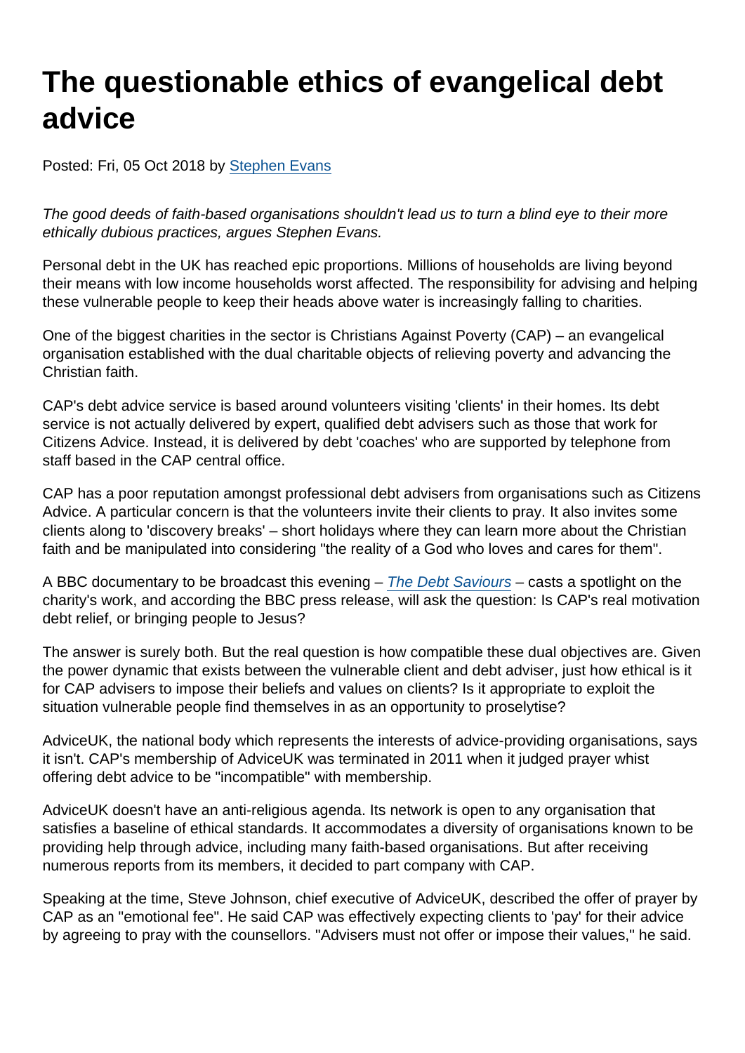# The questionable ethics of evangelical debt advice

Posted: Fri, 05 Oct 2018 by [Stephen Evans]

*The good deeds of faith-based organisations shouldn't lead us to turn a blind eye to their more ethically dubious practices, argues Stephen Evans.*

Personal debt in the UK has reached epic proportions. Millions of households are living beyond their means with low income households worst affected. The responsibility for advising and helping these vulnerable people to keep their heads above water is increasingly falling to charities.

One of the biggest charities in the sector is Christians Against Poverty (CAP) – an evangelical organisation established with the dual charitable objects of relieving poverty and advancing the Christian faith.

CAP's debt advice service is based around volunteers visiting 'clients' in their homes. Its debt service is not actually delivered by expert, qualified debt advisers such as those that work for Citizens Advice. Instead, it is delivered by debt 'coaches' who are supported by telephone from staff based in the CAP central office.

CAP has a poor reputation amongst professional debt advisers from organisations such as Citizens Advice. A particular concern is that the volunteers invite their clients to pray. It also invites some clients along to 'discovery breaks' – short holidays where they can learn more about the Christian faith and be manipulated into considering "the reality of a God who loves and cares for them".

A BBC documentary to be broadcast this evening – *The Debt Saviours* – casts a spotlight on the charity's work, and according the BBC press release, will ask the question: Is CAP's real motivation debt relief, or bringing people to Jesus?

The answer is surely both. But the real question is how compatible these dual objectives are. Given the power dynamic that exists between the vulnerable client and debt adviser, just how ethical is it for CAP advisers to impose their beliefs and values on clients? Is it appropriate to exploit the situation vulnerable people find themselves in as an opportunity to proselytise?

AdviceUK, the national body which represents the interests of advice-providing organisations, says it isn't. CAP's membership of AdviceUK was terminated in 2011 when it judged prayer whist offering debt advice to be "incompatible" with membership.

AdviceUK doesn't have an anti-religious agenda. Its network is open to any organisation that satisfies a baseline of ethical standards. It accommodates a diversity of organisations known to be providing help through advice, including many faith-based organisations. But after receiving numerous reports from its members, it decided to part company with CAP.

Speaking at the time, Steve Johnson, chief executive of AdviceUK, described the offer of prayer by CAP as an "emotional fee". He said CAP was effectively expecting clients to 'pay' for their advice by agreeing to pray with the counsellors. "Advisers must not offer or impose their values," he said.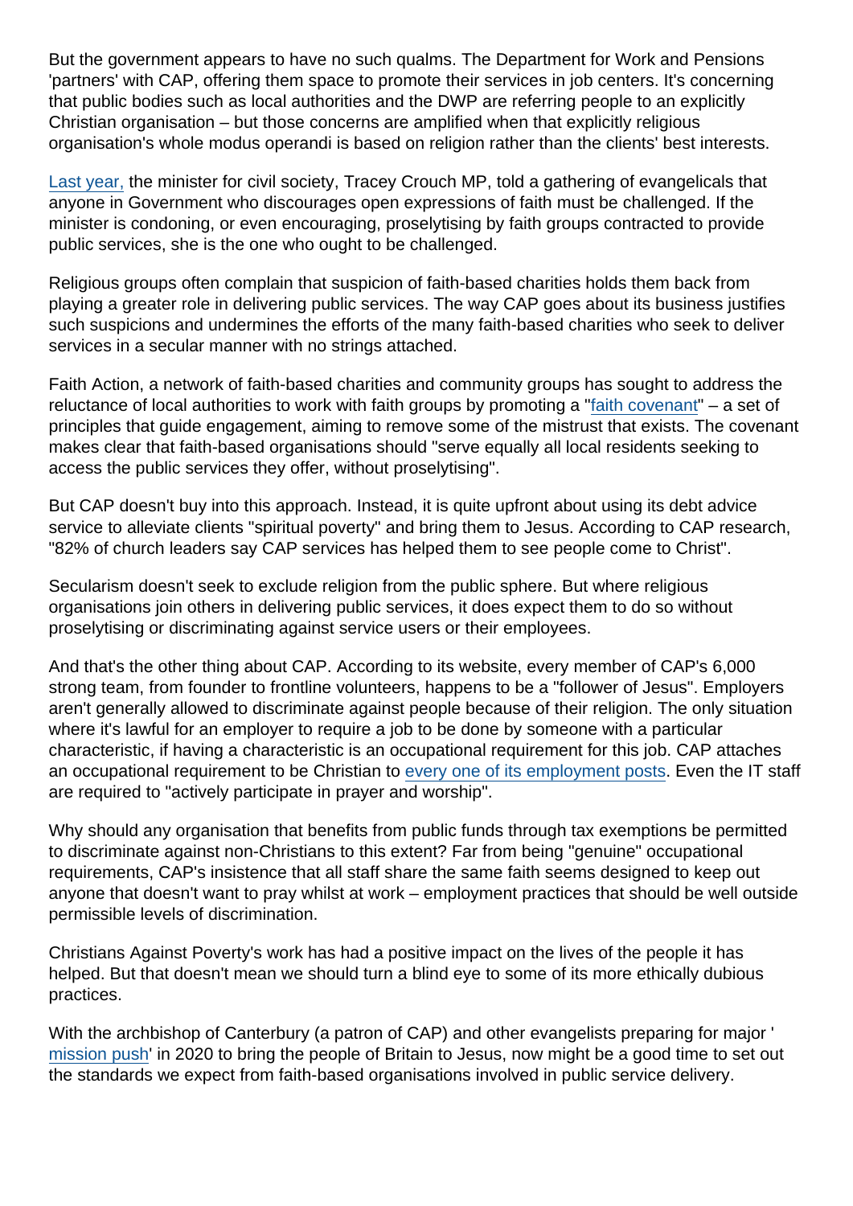But the government appears to have no such qualms. The Department for Work and Pensions 'partners' with CAP, offering them space to promote their services in job centers. It's concerning that public bodies such as local authorities and the DWP are referring people to an explicitly Christian organisation – but those concerns are amplified when that explicitly religious organisation's whole modus operandi is based on religion rather than the clients' best interests.

[Last year,] the minister for civil society, Tracey Crouch MP, told a gathering of evangelicals that anyone in Government who discourages open expressions of faith must be challenged. If the minister is condoning, or even encouraging, proselytising by faith groups contracted to provide public services, she is the one who ought to be challenged.

Religious groups often complain that suspicion of faith-based charities holds them back from playing a greater role in delivering public services. The way CAP goes about its business justifies such suspicions and undermines the efforts of the many faith-based charities who seek to deliver services in a secular manner with no strings attached.

Faith Action, a network of faith-based charities and community groups has sought to address the reluctance of local authorities to work with faith groups by promoting a "[faith covenant]" – a set of principles that guide engagement, aiming to remove some of the mistrust that exists. The covenant makes clear that faith-based organisations should "serve equally all local residents seeking to access the public services they offer, without proselytising".

But CAP doesn't buy into this approach. Instead, it is quite upfront about using its debt advice service to alleviate clients "spiritual poverty" and bring them to Jesus. According to CAP research, "82% of church leaders say CAP services has helped them to see people come to Christ".

Secularism doesn't seek to exclude religion from the public sphere. But where religious organisations join others in delivering public services, it does expect them to do so without proselytising or discriminating against service users or their employees.

And that's the other thing about CAP. According to its website, every member of CAP's 6,000 strong team, from founder to frontline volunteers, happens to be a "follower of Jesus". Employers aren't generally allowed to discriminate against people because of their religion. The only situation where it's lawful for an employer to require a job to be done by someone with a particular characteristic, if having a characteristic is an occupational requirement for this job. CAP attaches an occupational requirement to be Christian to [every one of its employment posts]. Even the IT staff are required to "actively participate in prayer and worship".

Why should any organisation that benefits from public funds through tax exemptions be permitted to discriminate against non-Christians to this extent? Far from being "genuine" occupational requirements, CAP's insistence that all staff share the same faith seems designed to keep out anyone that doesn't want to pray whilst at work – employment practices that should be well outside permissible levels of discrimination.

Christians Against Poverty's work has had a positive impact on the lives of the people it has helped. But that doesn't mean we should turn a blind eye to some of its more ethically dubious practices.

With the archbishop of Canterbury (a patron of CAP) and other evangelists preparing for major '[mission push]' in 2020 to bring the people of Britain to Jesus, now might be a good time to set out the standards we expect from faith-based organisations involved in public service delivery.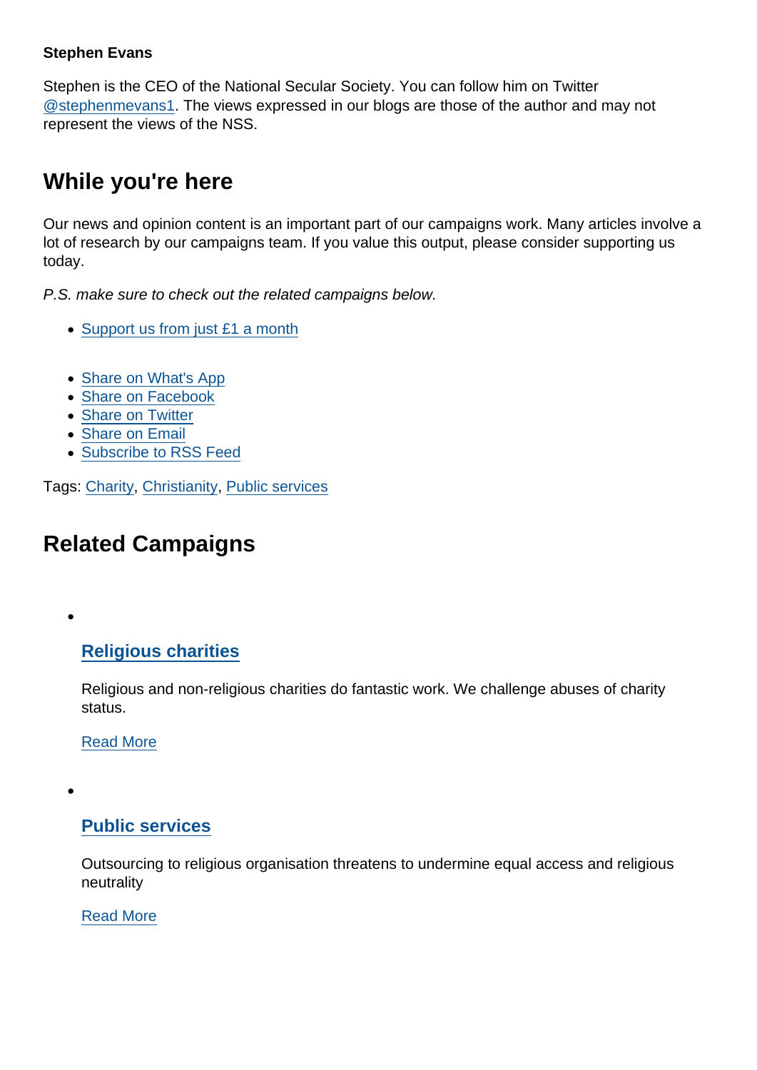**Stephen Evans**

Stephen is the CEO of the National Secular Society. You can follow him on Twitter @stephenmevans1. The views expressed in our blogs are those of the author and may not represent the views of the NSS.

## While you're here

Our news and opinion content is an important part of our campaigns work. Many articles involve a lot of research by our campaigns team. If you value this output, please consider supporting us today.

*P.S. make sure to check out the related campaigns below.*

- Support us from just £1 a month

- Share on What's App
- Share on Facebook
- Share on Twitter
- Share on Email
- Subscribe to RSS Feed

Tags: Charity, Christianity, Public services

## Related Campaigns

- ### Religious charities

  Religious and non-religious charities do fantastic work. We challenge abuses of charity status.

  Read More

- ### Public services

  Outsourcing to religious organisation threatens to undermine equal access and religious neutrality

  Read More